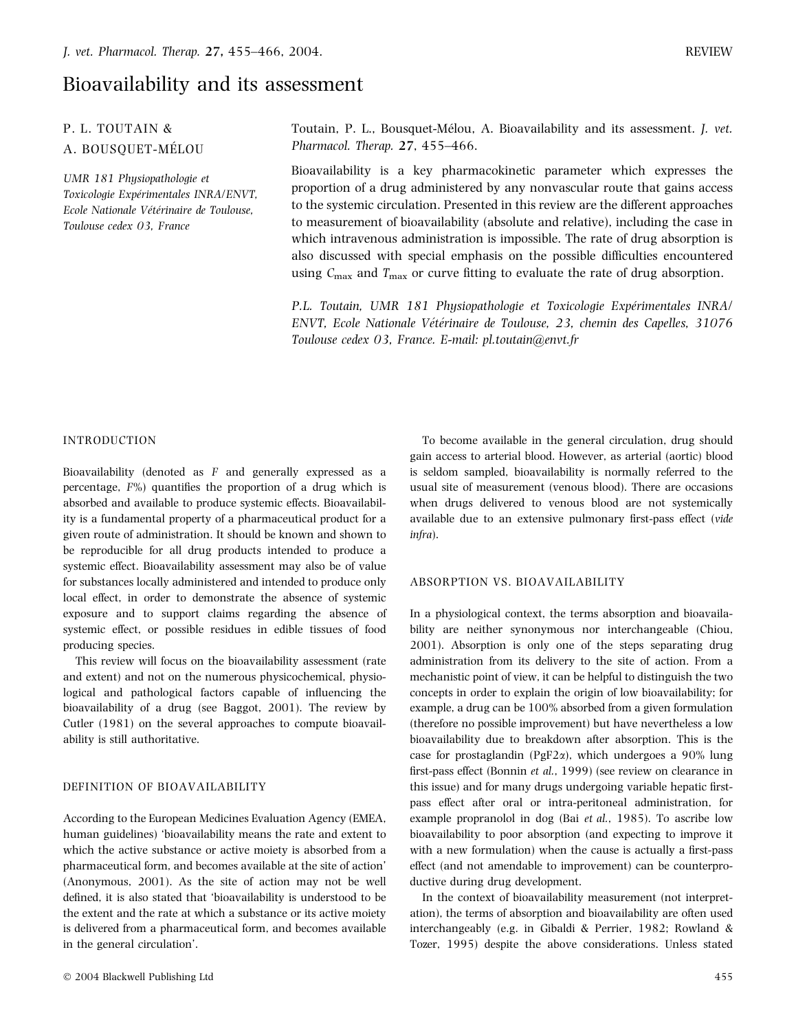REVIEW

# Bioavailability and its assessment

P. L. TOUTAIN & A. BOUSQUET-MÉLOU

*UMR 181 Physiopathologie et Toxicologie Expérimentales INRA/ENVT, Ecole Nationale Vétérinaire de Toulouse, Toulouse cedex 03, France*

Toutain, P. L., Bousquet-Mélou, A. Bioavailability and its assessment. *J. vet. Pharmacol. Therap.* **27**, 455–466.

Bioavailability is a key pharmacokinetic parameter which expresses the proportion of a drug administered by any nonvascular route that gains access to the systemic circulation. Presented in this review are the different approaches to measurement of bioavailability (absolute and relative), including the case in which intravenous administration is impossible. The rate of drug absorption is also discussed with special emphasis on the possible difficulties encountered using $C_{max}$ and $T_{max}$ or curve fitting to evaluate the rate of drug absorption.

*P.L. Toutain, UMR 181 Physiopathologie et Toxicologie Expérimentales INRA/ENVT, Ecole Nationale Vétérinaire de Toulouse, 23, chemin des Capelles, 31076 Toulouse cedex 03, France. E-mail: pl.toutain@envt.fr*

## INTRODUCTION

Bioavailability (denoted as *F* and generally expressed as a percentage, *F*%) quantifies the proportion of a drug which is absorbed and available to produce systemic effects. Bioavailability is a fundamental property of a pharmaceutical product for a given route of administration. It should be known and shown to be reproducible for all drug products intended to produce a systemic effect. Bioavailability assessment may also be of value for substances locally administered and intended to produce only local effect, in order to demonstrate the absence of systemic exposure and to support claims regarding the absence of systemic effect, or possible residues in edible tissues of food producing species.

This review will focus on the bioavailability assessment (rate and extent) and not on the numerous physicochemical, physiological and pathological factors capable of influencing the bioavailability of a drug (see Baggot, 2001). The review by Cutler (1981) on the several approaches to compute bioavailability is still authoritative.

## DEFINITION OF BIOAVAILABILITY

According to the European Medicines Evaluation Agency (EMEA, human guidelines) 'bioavailability means the rate and extent to which the active substance or active moiety is absorbed from a pharmaceutical form, and becomes available at the site of action' (Anonymous, 2001). As the site of action may not be well defined, it is also stated that 'bioavailability is understood to be the extent and the rate at which a substance or its active moiety is delivered from a pharmaceutical form, and becomes available in the general circulation'.

To become available in the general circulation, drug should gain access to arterial blood. However, as arterial (aortic) blood is seldom sampled, bioavailability is normally referred to the usual site of measurement (venous blood). There are occasions when drugs delivered to venous blood are not systemically available due to an extensive pulmonary first-pass effect (*vide infra*).

## ABSORPTION VS. BIOAVAILABILITY

In a physiological context, the terms absorption and bioavailability are neither synonymous nor interchangeable (Chiou, 2001). Absorption is only one of the steps separating drug administration from its delivery to the site of action. From a mechanistic point of view, it can be helpful to distinguish the two concepts in order to explain the origin of low bioavailability; for example, a drug can be 100% absorbed from a given formulation (therefore no possible improvement) but have nevertheless a low bioavailability due to breakdown after absorption. This is the case for prostaglandin (PgF2α), which undergoes a 90% lung first-pass effect (Bonnin *et al.*, 1999) (see review on clearance in this issue) and for many drugs undergoing variable hepatic first-pass effect after oral or intra-peritoneal administration, for example propranolol in dog (Bai *et al.*, 1985). To ascribe low bioavailability to poor absorption (and expecting to improve it with a new formulation) when the cause is actually a first-pass effect (and not amendable to improvement) can be counterproductive during drug development.

In the context of bioavailability measurement (not interpretation), the terms of absorption and bioavailability are often used interchangeably (e.g. in Gibaldi & Perrier, 1982; Rowland & Tozer, 1995) despite the above considerations. Unless stated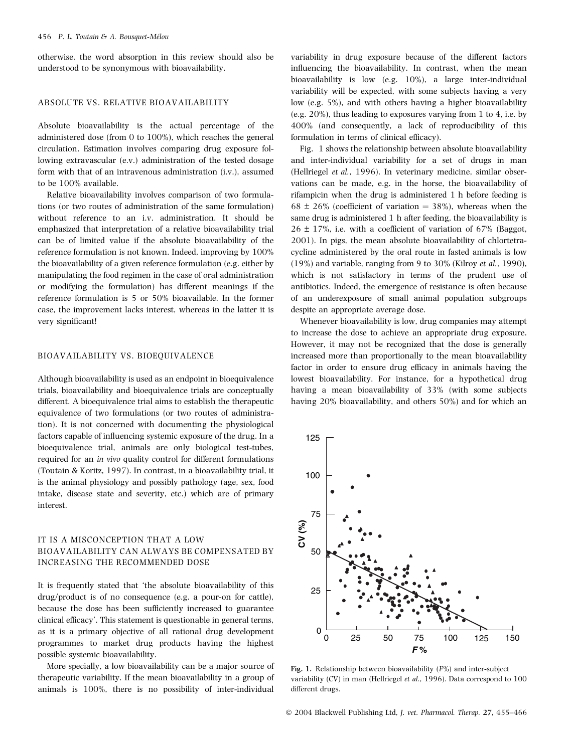otherwise, the word absorption in this review should also be understood to be synonymous with bioavailability.

## ABSOLUTE VS. RELATIVE BIOAVAILABILITY

Absolute bioavailability is the actual percentage of the administered dose (from 0 to 100%), which reaches the general circulation. Estimation involves comparing drug exposure following extravascular (e.v.) administration of the tested dosage form with that of an intravenous administration (i.v.), assumed to be 100% available.

Relative bioavailability involves comparison of two formulations (or two routes of administration of the same formulation) without reference to an i.v. administration. It should be emphasized that interpretation of a relative bioavailability trial can be of limited value if the absolute bioavailability of the reference formulation is not known. Indeed, improving by 100% the bioavailability of a given reference formulation (e.g. either by manipulating the food regimen in the case of oral administration or modifying the formulation) has different meanings if the reference formulation is 5 or 50% bioavailable. In the former case, the improvement lacks interest, whereas in the latter it is very significant!

## BIOAVAILABILITY VS. BIOEQUIVALENCE

Although bioavailability is used as an endpoint in bioequivalence trials, bioavailability and bioequivalence trials are conceptually different. A bioequivalence trial aims to establish the therapeutic equivalence of two formulations (or two routes of administration). It is not concerned with documenting the physiological factors capable of influencing systemic exposure of the drug. In a bioequivalence trial, animals are only biological test-tubes, required for an *in vivo* quality control for different formulations (Toutain & Koritz, 1997). In contrast, in a bioavailability trial, it is the animal physiology and possibly pathology (age, sex, food intake, disease state and severity, etc.) which are of primary interest.

## IT IS A MISCONCEPTION THAT A LOW BIOAVAILABILITY CAN ALWAYS BE COMPENSATED BY INCREASING THE RECOMMENDED DOSE

It is frequently stated that 'the absolute bioavailability of this drug/product is of no consequence (e.g. a pour-on for cattle), because the dose has been sufficiently increased to guarantee clinical efficacy'. This statement is questionable in general terms, as it is a primary objective of all rational drug development programmes to market drug products having the highest possible systemic bioavailability.

More specially, a low bioavailability can be a major source of therapeutic variability. If the mean bioavailability in a group of animals is 100%, there is no possibility of inter-individual variability in drug exposure because of the different factors influencing the bioavailability. In contrast, when the mean bioavailability is low (e.g. 10%), a large inter-individual variability will be expected, with some subjects having a very low (e.g. 5%), and with others having a higher bioavailability (e.g. 20%), thus leading to exposures varying from 1 to 4, i.e. by 400% (and consequently, a lack of reproducibility of this formulation in terms of clinical efficacy).

Fig. 1 shows the relationship between absolute bioavailability and inter-individual variability for a set of drugs in man (Hellriegel *et al.*, 1996). In veterinary medicine, similar observations can be made, e.g. in the horse, the bioavailability of rifampicin when the drug is administered 1 h before feeding is 68 ± 26% (coefficient of variation = 38%), whereas when the same drug is administered 1 h after feeding, the bioavailability is 26 ± 17%, i.e. with a coefficient of variation of 67% (Baggot, 2001). In pigs, the mean absolute bioavailability of chlortetracycline administered by the oral route in fasted animals is low (19%) and variable, ranging from 9 to 30% (Kilroy *et al.*, 1990), which is not satisfactory in terms of the prudent use of antibiotics. Indeed, the emergence of resistance is often because of an underexposure of small animal population subgroups despite an appropriate average dose.

Whenever bioavailability is low, drug companies may attempt to increase the dose to achieve an appropriate drug exposure. However, it may not be recognized that the dose is generally increased more than proportionally to the mean bioavailability factor in order to ensure drug efficacy in animals having the lowest bioavailability. For instance, for a hypothetical drug having a mean bioavailability of 33% (with some subjects having 20% bioavailability, and others 50%) and for which an

**Fig. 1.** Relationship between bioavailability (*F*%) and inter-subject variability (CV) in man (Hellriegel *et al.*, 1996). Data correspond to 100 different drugs.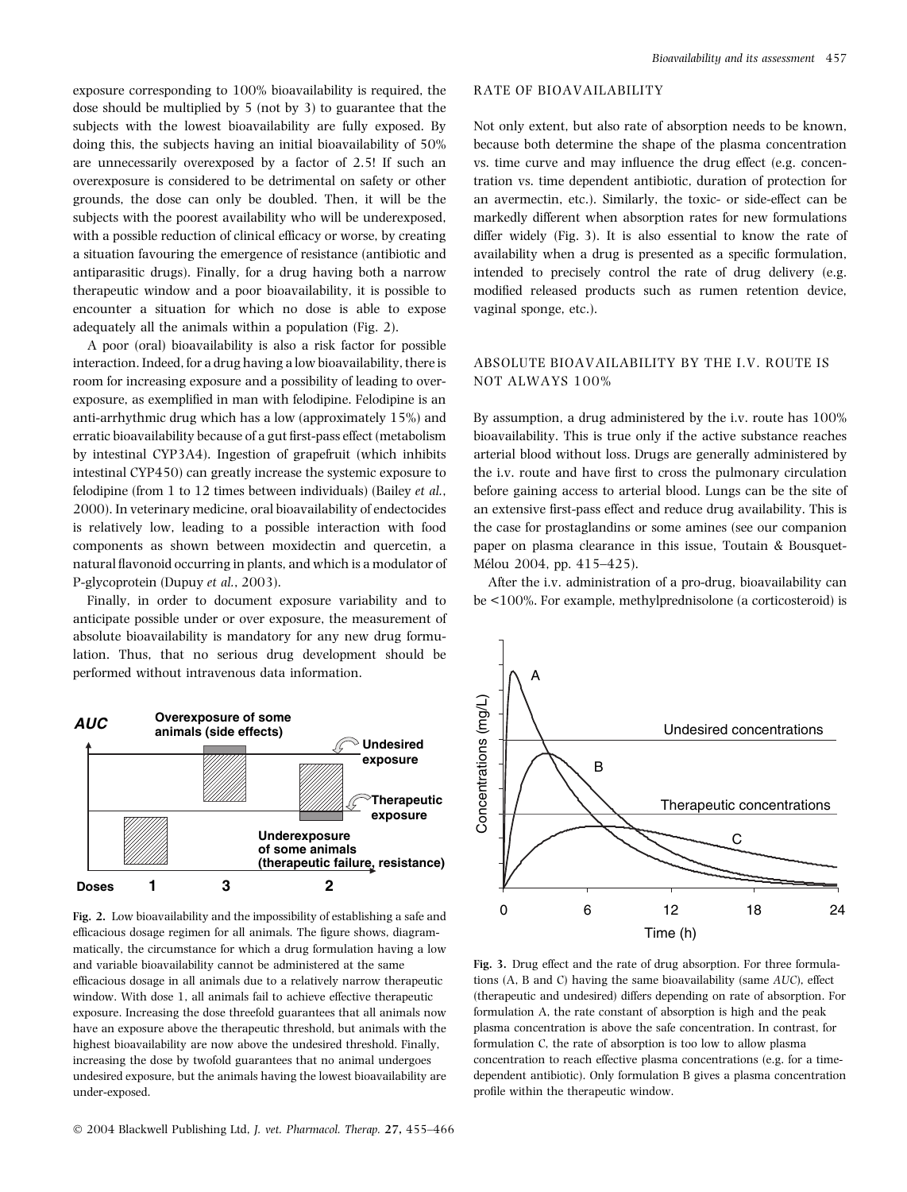exposure corresponding to 100% bioavailability is required, the dose should be multiplied by 5 (not by 3) to guarantee that the subjects with the lowest bioavailability are fully exposed. By doing this, the subjects having an initial bioavailability of 50% are unnecessarily overexposed by a factor of 2.5! If such an overexposure is considered to be detrimental on safety or other grounds, the dose can only be doubled. Then, it will be the subjects with the poorest availability who will be underexposed, with a possible reduction of clinical efficacy or worse, by creating a situation favouring the emergence of resistance (antibiotic and antiparasitic drugs). Finally, for a drug having both a narrow therapeutic window and a poor bioavailability, it is possible to encounter a situation for which no dose is able to expose adequately all the animals within a population (Fig. 2).

A poor (oral) bioavailability is also a risk factor for possible interaction. Indeed, for a drug having a low bioavailability, there is room for increasing exposure and a possibility of leading to overexposure, as exemplified in man with felodipine. Felodipine is an anti-arrhythmic drug which has a low (approximately 15%) and erratic bioavailability because of a gut first-pass effect (metabolism by intestinal CYP3A4). Ingestion of grapefruit (which inhibits intestinal CYP450) can greatly increase the systemic exposure to felodipine (from 1 to 12 times between individuals) (Bailey *et al.*, 2000). In veterinary medicine, oral bioavailability of endectocides is relatively low, leading to a possible interaction with food components as shown between moxidectin and quercetin, a natural flavonoid occurring in plants, and which is a modulator of P-glycoprotein (Dupuy *et al.*, 2003).

Finally, in order to document exposure variability and to anticipate possible under or over exposure, the measurement of absolute bioavailability is mandatory for any new drug formulation. Thus, that no serious drug development should be performed without intravenous data information.

**Fig. 2.** Low bioavailability and the impossibility of establishing a safe and efficacious dosage regimen for all animals. The figure shows, diagrammatically, the circumstance for which a drug formulation having a low and variable bioavailability cannot be administered at the same efficacious dosage in all animals due to a relatively narrow therapeutic window. With dose 1, all animals fail to achieve effective therapeutic exposure. Increasing the dose threefold guarantees that all animals now have an exposure above the therapeutic threshold, but animals with the highest bioavailability are now above the undesired threshold. Finally, increasing the dose by twofold guarantees that no animal undergoes undesired exposure, but the animals having the lowest bioavailability are under-exposed.

## RATE OF BIOAVAILABILITY

Not only extent, but also rate of absorption needs to be known, because both determine the shape of the plasma concentration vs. time curve and may influence the drug effect (e.g. concentration vs. time dependent antibiotic, duration of protection for an avermectin, etc.). Similarly, the toxic- or side-effect can be markedly different when absorption rates for new formulations differ widely (Fig. 3). It is also essential to know the rate of availability when a drug is presented as a specific formulation, intended to precisely control the rate of drug delivery (e.g. modified released products such as rumen retention device, vaginal sponge, etc.).

## ABSOLUTE BIOAVAILABILITY BY THE I.V. ROUTE IS NOT ALWAYS 100%

By assumption, a drug administered by the i.v. route has 100% bioavailability. This is true only if the active substance reaches arterial blood without loss. Drugs are generally administered by the i.v. route and have first to cross the pulmonary circulation before gaining access to arterial blood. Lungs can be the site of an extensive first-pass effect and reduce drug availability. This is the case for prostaglandins or some amines (see our companion paper on plasma clearance in this issue, Toutain & Bousquet-Mélou 2004, pp. 415–425).

After the i.v. administration of a pro-drug, bioavailability can be <100%. For example, methylprednisolone (a corticosteroid) is

**Fig. 3.** Drug effect and the rate of drug absorption. For three formulations (A, B and C) having the same bioavailability (same *AUC*), effect (therapeutic and undesired) differs depending on rate of absorption. For formulation A, the rate constant of absorption is high and the peak plasma concentration is above the safe concentration. In contrast, for formulation C, the rate of absorption is too low to allow plasma concentration to reach effective plasma concentrations (e.g. for a time-dependent antibiotic). Only formulation B gives a plasma concentration profile within the therapeutic window.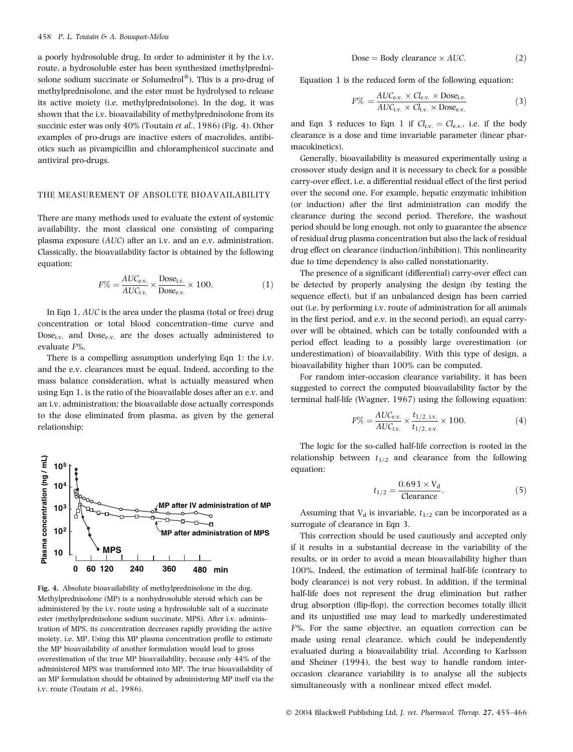a poorly hydrosoluble drug. In order to administer it by the i.v. route, a hydrosoluble ester has been synthesized (methylprednisolone sodium succinate or Solumedrol®). This is a pro-drug of methylprednisolone, and the ester must be hydrolysed to release its active moiety (i.e. methylprednisolone). In the dog, it was shown that the i.v. bioavailability of methylprednisolone from its succinic ester was only 40% (Toutain *et al.*, 1986) (Fig. 4). Other examples of pro-drugs are inactive esters of macrolides, antibiotics such as pivampicillin and chloramphenicol succinate and antiviral pro-drugs.

## THE MEASUREMENT OF ABSOLUTE BIOAVAILABILITY

There are many methods used to evaluate the extent of systemic availability, the most classical one consisting of comparing plasma exposure (*AUC*) after an i.v. and an e.v. administration. Classically, the bioavailability factor is obtained by the following equation:

$$F\% = \frac{AUC_{\text{e.v.}}}{AUC_{\text{i.v.}}} \times \frac{\text{Dose}_{\text{i.v.}}}{\text{Dose}_{\text{e.v.}}} \times 100. \quad (1)$$

In Eqn 1, *AUC* is the area under the plasma (total or free) drug concentration or total blood concentration–time curve and $\text{Dose}_{\text{i.v.}}$ and $\text{Dose}_{\text{e.v.}}$ are the doses actually administered to evaluate $F\%$.

There is a compelling assumption underlying Eqn 1: the i.v. and the e.v. clearances must be equal. Indeed, according to the mass balance consideration, what is actually measured when using Eqn 1, is the ratio of the bioavailable doses after an e.v. and an i.v. administration; the bioavailable dose actually corresponds to the dose eliminated from plasma, as given by the general relationship:

Fig. 4. Absolute bioavailability of methylprednisolone in the dog. Methylprednisolone (MP) is a nonhydrosoluble steroid which can be administered by the i.v. route using a hydrosoluble salt of a succinate ester (methylprednisolone sodium succinate, MPS). After i.v. administration of MPS, its concentration decreases rapidly providing the active moiety, i.e. MP. Using this MP plasma concentration profile to estimate the MP bioavailability of another formulation would lead to gross overestimation of the true MP bioavailability, because only 44% of the administered MPS was transformed into MP. The true bioavailability of an MP formulation should be obtained by administering MP itself via the i.v. route (Toutain *et al.*, 1986).

$$\text{Dose} = \text{Body clearance} \times AUC. \quad (2)$$

Equation 1 is the reduced form of the following equation:

$$F\% = \frac{AUC_{\text{e.v.}} \times Cl_{\text{e.v.}} \times \text{Dose}_{\text{i.v.}}}{AUC_{\text{i.v.}} \times Cl_{\text{i.v.}} \times \text{Dose}_{\text{e.v.}}} \quad (3)$$

and Eqn 3 reduces to Eqn 1 if $Cl_{\text{i.v.}} = Cl_{\text{e.v.}}$, i.e. if the body clearance is a dose and time invariable parameter (linear pharmacokinetics).

Generally, bioavailability is measured experimentally using a crossover study design and it is necessary to check for a possible carry-over effect, i.e. a differential residual effect of the first period over the second one. For example, hepatic enzymatic inhibition (or induction) after the first administration can modify the clearance during the second period. Therefore, the washout period should be long enough, not only to guarantee the absence of residual drug plasma concentration but also the lack of residual drug effect on clearance (induction/inhibition). This nonlinearity due to time dependency is also called nonstationarity.

The presence of a significant (differential) carry-over effect can be detected by properly analysing the design (by testing the sequence effect), but if an unbalanced design has been carried out (i.e. by performing i.v. route of administration for all animals in the first period, and e.v. in the second period), an equal carry-over will be obtained, which can be totally confounded with a period effect leading to a possibly large overestimation (or underestimation) of bioavailability. With this type of design, a bioavailability higher than 100% can be computed.

For random inter-occasion clearance variability, it has been suggested to correct the computed bioavailability factor by the terminal half-life (Wagner, 1967) using the following equation:

$$F\% = \frac{AUC_{\text{e.v.}}}{AUC_{\text{i.v.}}} \times \frac{t_{1/2,\text{ i.v.}}}{t_{1/2,\text{ e.v.}}} \times 100. \quad (4)$$

The logic for the so-called half-life correction is rooted in the relationship between $t_{1/2}$ and clearance from the following equation:

$$t_{1/2} = \frac{0.693 \times \text{V}_\text{d}}{\text{Clearance}}. \quad (5)$$

Assuming that $\text{V}_\text{d}$ is invariable, $t_{1/2}$ can be incorporated as a surrogate of clearance in Eqn 3.

This correction should be used cautiously and accepted only if it results in a substantial decrease in the variability of the results, or in order to avoid a mean bioavailability higher than 100%. Indeed, the estimation of terminal half-life (contrary to body clearance) is not very robust. In addition, if the terminal half-life does not represent the drug elimination but rather drug absorption (flip-flop), the correction becomes totally illicit and its unjustified use may lead to markedly underestimated $F\%$. For the same objective, an equation correction can be made using renal clearance, which could be independently evaluated during a bioavailability trial. According to Karlsson and Sheiner (1994), the best way to handle random inter-occasion clearance variability is to analyse all the subjects simultaneously with a nonlinear mixed effect model.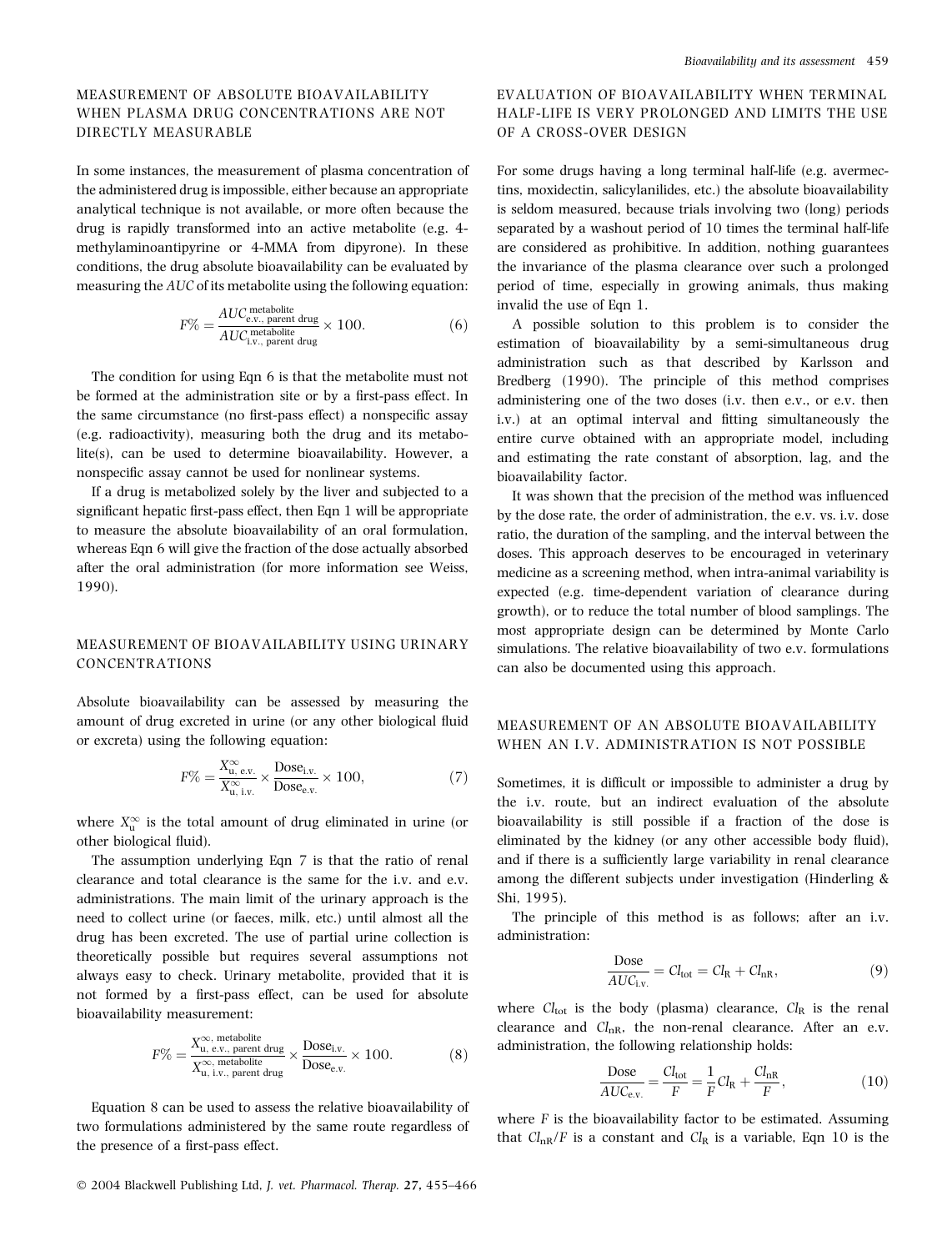## MEASUREMENT OF ABSOLUTE BIOAVAILABILITY WHEN PLASMA DRUG CONCENTRATIONS ARE NOT DIRECTLY MEASURABLE

In some instances, the measurement of plasma concentration of the administered drug is impossible, either because an appropriate analytical technique is not available, or more often because the drug is rapidly transformed into an active metabolite (e.g. 4-methylaminoantipyrine or 4-MMA from dipyrone). In these conditions, the drug absolute bioavailability can be evaluated by measuring the *AUC* of its metabolite using the following equation:

$$F\% = \frac{AUC^{\text{metabolite}}_{\text{e.v., parent drug}}}{AUC^{\text{metabolite}}_{\text{i.v., parent drug}}} \times 100. \tag{6}$$

The condition for using Eqn 6 is that the metabolite must not be formed at the administration site or by a first-pass effect. In the same circumstance (no first-pass effect) a nonspecific assay (e.g. radioactivity), measuring both the drug and its metabolite(s), can be used to determine bioavailability. However, a nonspecific assay cannot be used for nonlinear systems.

If a drug is metabolized solely by the liver and subjected to a significant hepatic first-pass effect, then Eqn 1 will be appropriate to measure the absolute bioavailability of an oral formulation, whereas Eqn 6 will give the fraction of the dose actually absorbed after the oral administration (for more information see Weiss, 1990).

## MEASUREMENT OF BIOAVAILABILITY USING URINARY CONCENTRATIONS

Absolute bioavailability can be assessed by measuring the amount of drug excreted in urine (or any other biological fluid or excreta) using the following equation:

$$F\% = \frac{X^{\infty}_{\text{u, e.v.}}}{X^{\infty}_{\text{u, i.v.}}} \times \frac{\text{Dose}_{\text{i.v.}}}{\text{Dose}_{\text{e.v.}}} \times 100, \tag{7}$$

where $X^{\infty}_{\text{u}}$ is the total amount of drug eliminated in urine (or other biological fluid).

The assumption underlying Eqn 7 is that the ratio of renal clearance and total clearance is the same for the i.v. and e.v. administrations. The main limit of the urinary approach is the need to collect urine (or faeces, milk, etc.) until almost all the drug has been excreted. The use of partial urine collection is theoretically possible but requires several assumptions not always easy to check. Urinary metabolite, provided that it is not formed by a first-pass effect, can be used for absolute bioavailability measurement:

$$F\% = \frac{X^{\infty,\ \text{metabolite}}_{\text{u, e.v., parent drug}}}{X^{\infty,\ \text{metabolite}}_{\text{u, i.v., parent drug}}} \times \frac{\text{Dose}_{\text{i.v.}}}{\text{Dose}_{\text{e.v.}}} \times 100. \tag{8}$$

Equation 8 can be used to assess the relative bioavailability of two formulations administered by the same route regardless of the presence of a first-pass effect.

## EVALUATION OF BIOAVAILABILITY WHEN TERMINAL HALF-LIFE IS VERY PROLONGED AND LIMITS THE USE OF A CROSS-OVER DESIGN

For some drugs having a long terminal half-life (e.g. avermectins, moxidectin, salicylanilides, etc.) the absolute bioavailability is seldom measured, because trials involving two (long) periods separated by a washout period of 10 times the terminal half-life are considered as prohibitive. In addition, nothing guarantees the invariance of the plasma clearance over such a prolonged period of time, especially in growing animals, thus making invalid the use of Eqn 1.

A possible solution to this problem is to consider the estimation of bioavailability by a semi-simultaneous drug administration such as that described by Karlsson and Bredberg (1990). The principle of this method comprises administering one of the two doses (i.v. then e.v., or e.v. then i.v.) at an optimal interval and fitting simultaneously the entire curve obtained with an appropriate model, including and estimating the rate constant of absorption, lag, and the bioavailability factor.

It was shown that the precision of the method was influenced by the dose rate, the order of administration, the e.v. vs. i.v. dose ratio, the duration of the sampling, and the interval between the doses. This approach deserves to be encouraged in veterinary medicine as a screening method, when intra-animal variability is expected (e.g. time-dependent variation of clearance during growth), or to reduce the total number of blood samplings. The most appropriate design can be determined by Monte Carlo simulations. The relative bioavailability of two e.v. formulations can also be documented using this approach.

## MEASUREMENT OF AN ABSOLUTE BIOAVAILABILITY WHEN AN I.V. ADMINISTRATION IS NOT POSSIBLE

Sometimes, it is difficult or impossible to administer a drug by the i.v. route, but an indirect evaluation of the absolute bioavailability is still possible if a fraction of the dose is eliminated by the kidney (or any other accessible body fluid), and if there is a sufficiently large variability in renal clearance among the different subjects under investigation (Hinderling & Shi, 1995).

The principle of this method is as follows; after an i.v. administration:

$$\frac{\text{Dose}}{AUC_{\text{i.v.}}} = Cl_{\text{tot}} = Cl_{\text{R}} + Cl_{\text{nR}}, \tag{9}$$

where $Cl_{\text{tot}}$ is the body (plasma) clearance, $Cl_{\text{R}}$ is the renal clearance and $Cl_{\text{nR}}$, the non-renal clearance. After an e.v. administration, the following relationship holds:

$$\frac{\text{Dose}}{AUC_{\text{e.v.}}} = \frac{Cl_{\text{tot}}}{F} = \frac{1}{F}Cl_{\text{R}} + \frac{Cl_{\text{nR}}}{F}, \tag{10}$$

where $F$ is the bioavailability factor to be estimated. Assuming that $Cl_{\text{nR}}/F$ is a constant and $Cl_{\text{R}}$ is a variable, Eqn 10 is the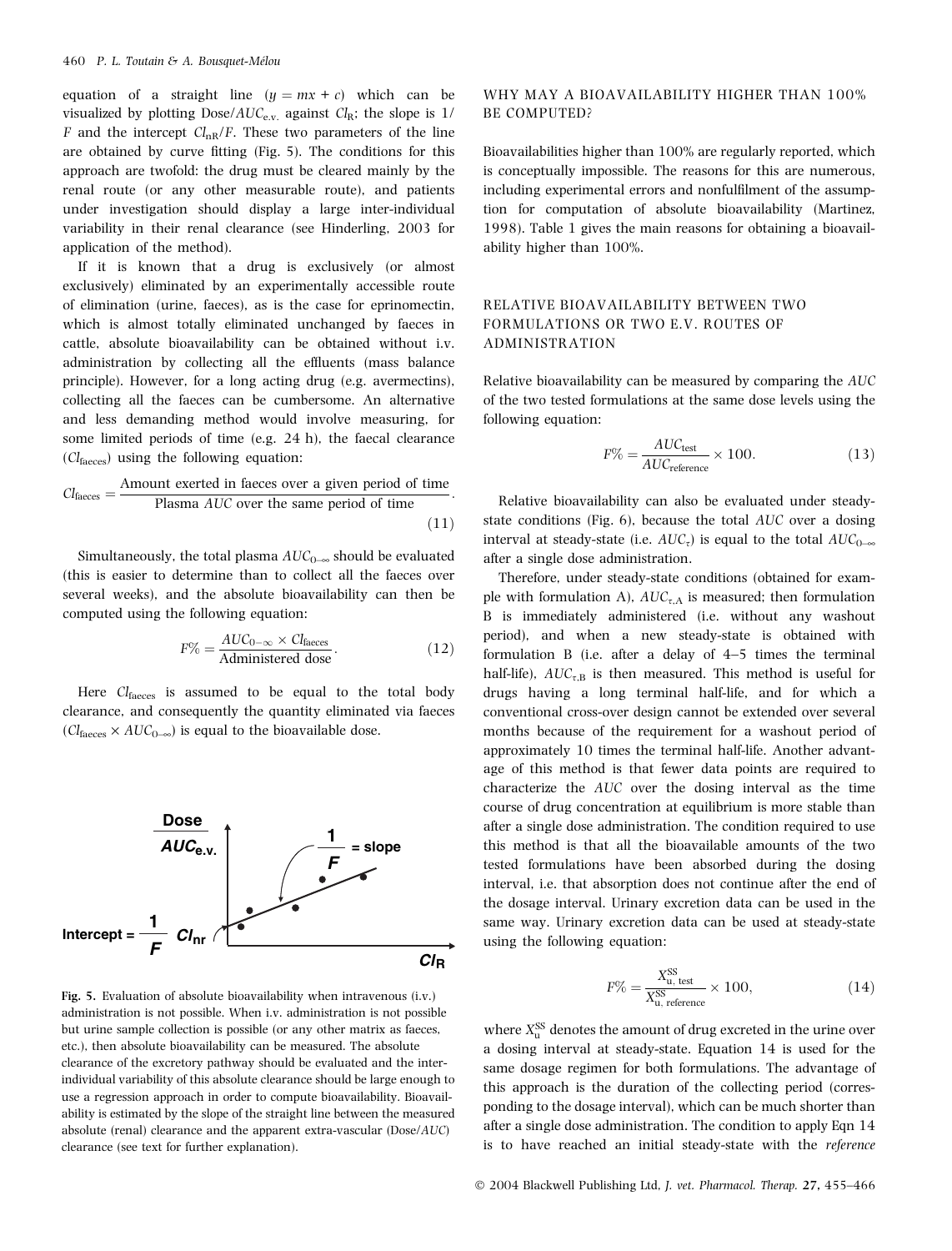equation of a straight line ($y = mx + c$) which can be visualized by plotting Dose/$AUC_{e.v.}$ against $Cl_R$; the slope is $1/F$ and the intercept $Cl_{nR}/F$. These two parameters of the line are obtained by curve fitting (Fig. 5). The conditions for this approach are twofold: the drug must be cleared mainly by the renal route (or any other measurable route), and patients under investigation should display a large inter-individual variability in their renal clearance (see Hinderling, 2003 for application of the method).

If it is known that a drug is exclusively (or almost exclusively) eliminated by an experimentally accessible route of elimination (urine, faeces), as is the case for eprinomectin, which is almost totally eliminated unchanged by faeces in cattle, absolute bioavailability can be obtained without i.v. administration by collecting all the effluents (mass balance principle). However, for a long acting drug (e.g. avermectins), collecting all the faeces can be cumbersome. An alternative and less demanding method would involve measuring, for some limited periods of time (e.g. 24 h), the faecal clearance ($Cl_{faeces}$) using the following equation:

$$Cl_{faeces} = \frac{\text{Amount exerted in faeces over a given period of time}}{\text{Plasma } AUC \text{ over the same period of time}}. \quad (11)$$

Simultaneously, the total plasma $AUC_{0-\infty}$ should be evaluated (this is easier to determine than to collect all the faeces over several weeks), and the absolute bioavailability can then be computed using the following equation:

$$F\% = \frac{AUC_{0-\infty} \times Cl_{faeces}}{\text{Administered dose}}. \quad (12)$$

Here $Cl_{faeces}$ is assumed to be equal to the total body clearance, and consequently the quantity eliminated via faeces ($Cl_{faeces} \times AUC_{0-\infty}$) is equal to the bioavailable dose.

Fig. 5. Evaluation of absolute bioavailability when intravenous (i.v.) administration is not possible. When i.v. administration is not possible but urine sample collection is possible (or any other matrix as faeces, etc.), then absolute bioavailability can be measured. The absolute clearance of the excretory pathway should be evaluated and the inter-individual variability of this absolute clearance should be large enough to use a regression approach in order to compute bioavailability. Bioavailability is estimated by the slope of the straight line between the measured absolute (renal) clearance and the apparent extra-vascular (Dose/AUC) clearance (see text for further explanation).

## WHY MAY A BIOAVAILABILITY HIGHER THAN 100% BE COMPUTED?

Bioavailabilities higher than 100% are regularly reported, which is conceptually impossible. The reasons for this are numerous, including experimental errors and nonfulfilment of the assumption for computation of absolute bioavailability (Martinez, 1998). Table 1 gives the main reasons for obtaining a bioavailability higher than 100%.

## RELATIVE BIOAVAILABILITY BETWEEN TWO FORMULATIONS OR TWO E.V. ROUTES OF ADMINISTRATION

Relative bioavailability can be measured by comparing the *AUC* of the two tested formulations at the same dose levels using the following equation:

$$F\% = \frac{AUC_{test}}{AUC_{reference}} \times 100. \quad (13)$$

Relative bioavailability can also be evaluated under steady-state conditions (Fig. 6), because the total *AUC* over a dosing interval at steady-state (i.e. $AUC_{\tau}$) is equal to the total $AUC_{0-\infty}$ after a single dose administration.

Therefore, under steady-state conditions (obtained for example with formulation A), $AUC_{\tau,A}$ is measured; then formulation B is immediately administered (i.e. without any washout period), and when a new steady-state is obtained with formulation B (i.e. after a delay of 4–5 times the terminal half-life), $AUC_{\tau,B}$ is then measured. This method is useful for drugs having a long terminal half-life, and for which a conventional cross-over design cannot be extended over several months because of the requirement for a washout period of approximately 10 times the terminal half-life. Another advantage of this method is that fewer data points are required to characterize the *AUC* over the dosing interval as the time course of drug concentration at equilibrium is more stable than after a single dose administration. The condition required to use this method is that all the bioavailable amounts of the two tested formulations have been absorbed during the dosing interval, i.e. that absorption does not continue after the end of the dosage interval. Urinary excretion data can be used in the same way. Urinary excretion data can be used at steady-state using the following equation:

$$F\% = \frac{X^{SS}_{u,\,test}}{X^{SS}_{u,\,reference}} \times 100, \quad (14)$$

where $X^{SS}_u$ denotes the amount of drug excreted in the urine over a dosing interval at steady-state. Equation 14 is used for the same dosage regimen for both formulations. The advantage of this approach is the duration of the collecting period (corresponding to the dosage interval), which can be much shorter than after a single dose administration. The condition to apply Eqn 14 is to have reached an initial steady-state with the *reference*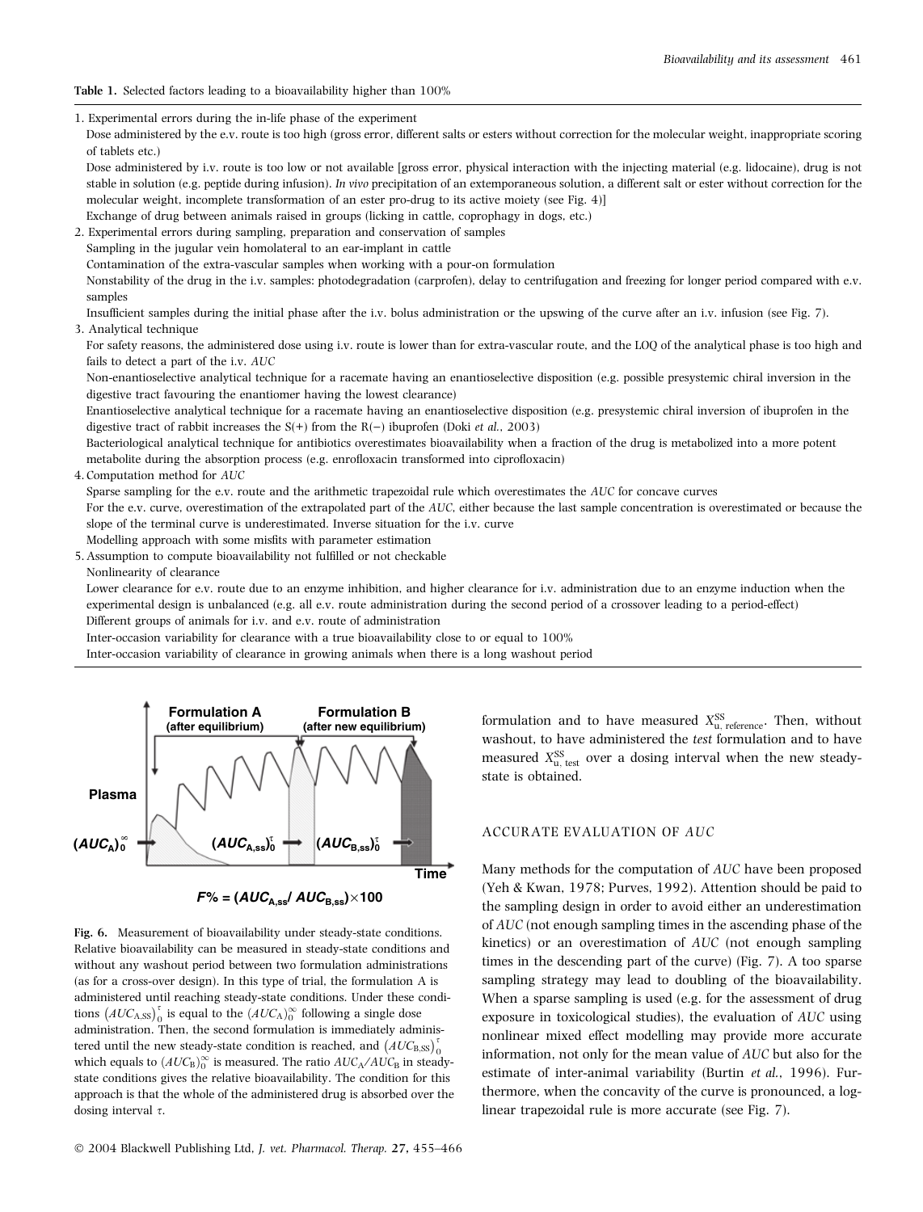**Table 1.** Selected factors leading to a bioavailability higher than 100%

1. Experimental errors during the in-life phase of the experiment
   - Dose administered by the e.v. route is too high (gross error, different salts or esters without correction for the molecular weight, inappropriate scoring of tablets etc.)
   - Dose administered by i.v. route is too low or not available [gross error, physical interaction with the injecting material (e.g. lidocaine), drug is not stable in solution (e.g. peptide during infusion). *In vivo* precipitation of an extemporaneous solution, a different salt or ester without correction for the molecular weight, incomplete transformation of an ester pro-drug to its active moiety (see Fig. 4)]
   - Exchange of drug between animals raised in groups (licking in cattle, coprophagy in dogs, etc.)
2. Experimental errors during sampling, preparation and conservation of samples
   - Sampling in the jugular vein homolateral to an ear-implant in cattle
   - Contamination of the extra-vascular samples when working with a pour-on formulation
   - Nonstability of the drug in the i.v. samples: photodegradation (carprofen), delay to centrifugation and freezing for longer period compared with e.v. samples
   - Insufficient samples during the initial phase after the i.v. bolus administration or the upswing of the curve after an i.v. infusion (see Fig. 7).
3. Analytical technique
   - For safety reasons, the administered dose using i.v. route is lower than for extra-vascular route, and the LOQ of the analytical phase is too high and fails to detect a part of the i.v. *AUC*
   - Non-enantioselective analytical technique for a racemate having an enantioselective disposition (e.g. possible presystemic chiral inversion in the digestive tract favouring the enantiomer having the lowest clearance)
   - Enantioselective analytical technique for a racemate having an enantioselective disposition (e.g. presystemic chiral inversion of ibuprofen in the digestive tract of rabbit increases the S(+) from the R(−) ibuprofen (Doki *et al.*, 2003)
   - Bacteriological analytical technique for antibiotics overestimates bioavailability when a fraction of the drug is metabolized into a more potent metabolite during the absorption process (e.g. enrofloxacin transformed into ciprofloxacin)
4. Computation method for *AUC*
   - Sparse sampling for the e.v. route and the arithmetic trapezoidal rule which overestimates the *AUC* for concave curves
   - For the e.v. curve, overestimation of the extrapolated part of the *AUC*, either because the last sample concentration is overestimated or because the slope of the terminal curve is underestimated. Inverse situation for the i.v. curve
   - Modelling approach with some misfits with parameter estimation
5. Assumption to compute bioavailability not fulfilled or not checkable
   - Nonlinearity of clearance
   - Lower clearance for e.v. route due to an enzyme inhibition, and higher clearance for i.v. administration due to an enzyme induction when the experimental design is unbalanced (e.g. all e.v. route administration during the second period of a crossover leading to a period-effect)
   - Different groups of animals for i.v. and e.v. route of administration
   - Inter-occasion variability for clearance with a true bioavailability close to or equal to 100%
   - Inter-occasion variability of clearance in growing animals when there is a long washout period

Formulation A (after equilibrium)
Formulation B (after new equilibrium)
Plasma
$(AUC_A)_0^\infty$
$(AUC_{A,ss})_0^\tau$
$(AUC_{B,ss})_0^\tau$
Time
$F\% = (AUC_{A,ss}/ AUC_{B,ss})\times 100$

**Fig. 6.** Measurement of bioavailability under steady-state conditions. Relative bioavailability can be measured in steady-state conditions and without any washout period between two formulation administrations (as for a cross-over design). In this type of trial, the formulation A is administered until reaching steady-state conditions. Under these conditions $(AUC_{A,SS})_0^\tau$ is equal to the $(AUC_A)_0^\infty$ following a single dose administration. Then, the second formulation is immediately administered until the new steady-state condition is reached, and $(AUC_{B,SS})_0^\tau$ which equals to $(AUC_B)_0^\infty$ is measured. The ratio $AUC_A/AUC_B$ in steady-state conditions gives the relative bioavailability. The condition for this approach is that the whole of the administered drug is absorbed over the dosing interval $\tau$.

formulation and to have measured $X^{SS}_{u,\,reference}$. Then, without washout, to have administered the *test* formulation and to have measured $X^{SS}_{u,\,test}$ over a dosing interval when the new steady-state is obtained.

## ACCURATE EVALUATION OF *AUC*

Many methods for the computation of *AUC* have been proposed (Yeh & Kwan, 1978; Purves, 1992). Attention should be paid to the sampling design in order to avoid either an underestimation of *AUC* (not enough sampling times in the ascending phase of the kinetics) or an overestimation of *AUC* (not enough sampling times in the descending part of the curve) (Fig. 7). A too sparse sampling strategy may lead to doubling of the bioavailability. When a sparse sampling is used (e.g. for the assessment of drug exposure in toxicological studies), the evaluation of *AUC* using nonlinear mixed effect modelling may provide more accurate information, not only for the mean value of *AUC* but also for the estimate of inter-animal variability (Burtin *et al.*, 1996). Furthermore, when the concavity of the curve is pronounced, a log-linear trapezoidal rule is more accurate (see Fig. 7).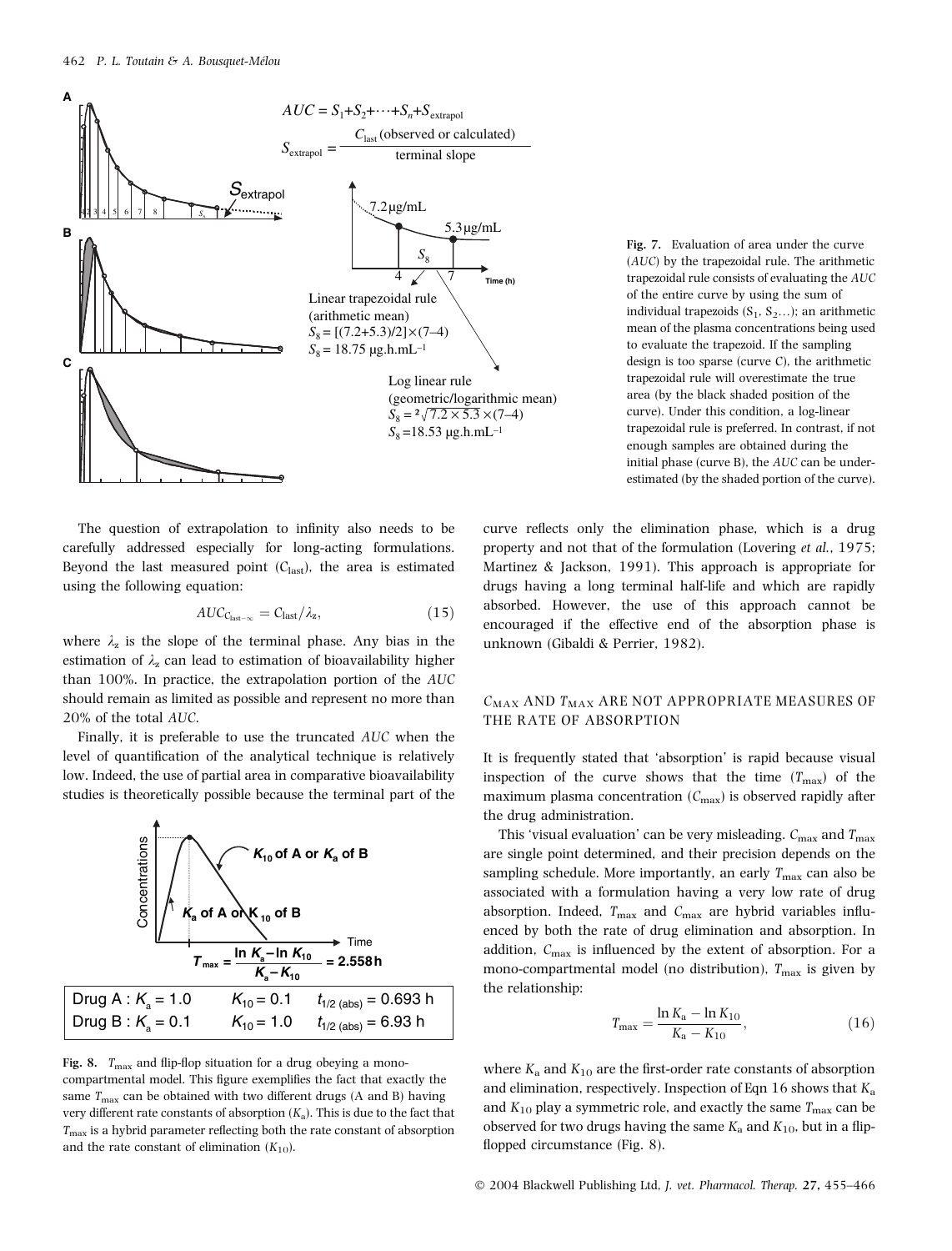$$AUC = S_1 + S_2 + \cdots + S_n + S_{extrapol}$$

$$S_{extrapol} = \frac{C_{last}\ \text{(observed or calculated)}}{\text{terminal slope}}$$

Linear trapezoidal rule (arithmetic mean)
$S_8 = [(7.2+5.3)/2] \times (7–4)$
$S_8 = 18.75\ \mu g.h.mL^{-1}$

Log linear rule (geometric/logarithmic mean)
$S_8 = \sqrt[2]{7.2 \times 5.3} \times (7–4)$
$S_8 = 18.53\ \mu g.h.mL^{-1}$

**Fig. 7.** Evaluation of area under the curve (*AUC*) by the trapezoidal rule. The arithmetic trapezoidal rule consists of evaluating the *AUC* of the entire curve by using the sum of individual trapezoids ($S_1$, $S_2$…); an arithmetic mean of the plasma concentrations being used to evaluate the trapezoid. If the sampling design is too sparse (curve C), the arithmetic trapezoidal rule will overestimate the true area (by the black shaded position of the curve). Under this condition, a log-linear trapezoidal rule is preferred. In contrast, if not enough samples are obtained during the initial phase (curve B), the *AUC* can be underestimated (by the shaded portion of the curve).

The question of extrapolation to infinity also needs to be carefully addressed especially for long-acting formulations. Beyond the last measured point ($C_{last}$), the area is estimated using the following equation:

$$AUC_{C_{last}-\infty} = C_{last}/\lambda_z, \tag{15}$$

where $\lambda_z$ is the slope of the terminal phase. Any bias in the estimation of $\lambda_z$ can lead to estimation of bioavailability higher than 100%. In practice, the extrapolation portion of the *AUC* should remain as limited as possible and represent no more than 20% of the total *AUC*.

Finally, it is preferable to use the truncated *AUC* when the level of quantification of the analytical technique is relatively low. Indeed, the use of partial area in comparative bioavailability studies is theoretically possible because the terminal part of the curve reflects only the elimination phase, which is a drug property and not that of the formulation (Lovering *et al.*, 1975; Martinez & Jackson, 1991). This approach is appropriate for drugs having a long terminal half-life and which are rapidly absorbed. However, the use of this approach cannot be encouraged if the effective end of the absorption phase is unknown (Gibaldi & Perrier, 1982).

$$T_{max} = \frac{\ln K_a - \ln K_{10}}{K_a - K_{10}} = 2.558\,h$$

| | | | |
|---|---|---|---|
| Drug A : | $K_a = 1.0$ | $K_{10} = 0.1$ | $t_{1/2\,(abs)} = 0.693$ h |
| Drug B : | $K_a = 0.1$ | $K_{10} = 1.0$ | $t_{1/2\,(abs)} = 6.93$ h |

**Fig. 8.** $T_{max}$ and flip-flop situation for a drug obeying a mono-compartmental model. This figure exemplifies the fact that exactly the same $T_{max}$ can be obtained with two different drugs (A and B) having very different rate constants of absorption ($K_a$). This is due to the fact that $T_{max}$ is a hybrid parameter reflecting both the rate constant of absorption and the rate constant of elimination ($K_{10}$).

## $C_{MAX}$ AND $T_{MAX}$ ARE NOT APPROPRIATE MEASURES OF THE RATE OF ABSORPTION

It is frequently stated that 'absorption' is rapid because visual inspection of the curve shows that the time ($T_{max}$) of the maximum plasma concentration ($C_{max}$) is observed rapidly after the drug administration.

This 'visual evaluation' can be very misleading. $C_{max}$ and $T_{max}$ are single point determined, and their precision depends on the sampling schedule. More importantly, an early $T_{max}$ can also be associated with a formulation having a very low rate of drug absorption. Indeed, $T_{max}$ and $C_{max}$ are hybrid variables influenced by both the rate of drug elimination and absorption. In addition, $C_{max}$ is influenced by the extent of absorption. For a mono-compartmental model (no distribution), $T_{max}$ is given by the relationship:

$$T_{max} = \frac{\ln K_a - \ln K_{10}}{K_a - K_{10}}, \tag{16}$$

where $K_a$ and $K_{10}$ are the first-order rate constants of absorption and elimination, respectively. Inspection of Eqn 16 shows that $K_a$ and $K_{10}$ play a symmetric role, and exactly the same $T_{max}$ can be observed for two drugs having the same $K_a$ and $K_{10}$, but in a flip-flopped circumstance (Fig. 8).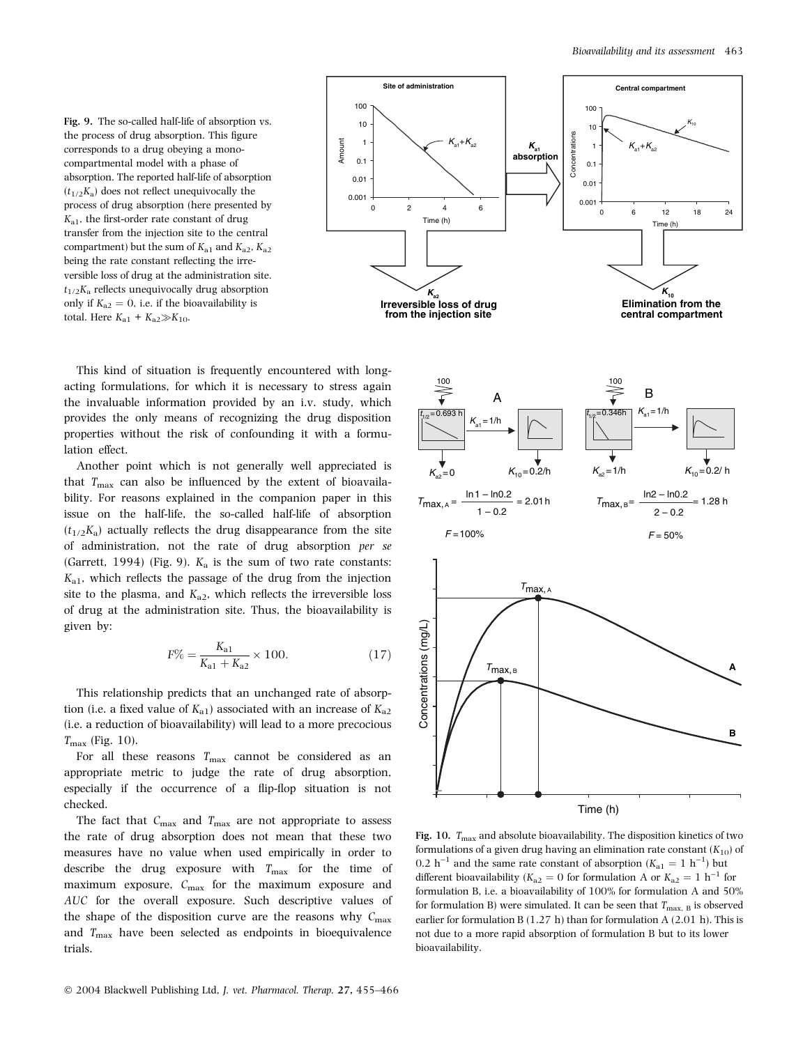Fig. 9. The so-called half-life of absorption vs. the process of drug absorption. This figure corresponds to a drug obeying a mono-compartmental model with a phase of absorption. The reported half-life of absorption ($t_{1/2}K_a$) does not reflect unequivocally the process of drug absorption (here presented by $K_{a1}$, the first-order rate constant of drug transfer from the injection site to the central compartment) but the sum of $K_{a1}$ and $K_{a2}$, $K_{a2}$ being the rate constant reflecting the irreversible loss of drug at the administration site. $t_{1/2}K_a$ reflects unequivocally drug absorption only if $K_{a2} = 0$, i.e. if the bioavailability is total. Here $K_{a1} + K_{a2} \gg K_{10}$.

This kind of situation is frequently encountered with long-acting formulations, for which it is necessary to stress again the invaluable information provided by an i.v. study, which provides the only means of recognizing the drug disposition properties without the risk of confounding it with a formulation effect.

Another point which is not generally well appreciated is that $T_{max}$ can also be influenced by the extent of bioavailability. For reasons explained in the companion paper in this issue on the half-life, the so-called half-life of absorption ($t_{1/2}K_a$) actually reflects the drug disappearance from the site of administration, not the rate of drug absorption *per se* (Garrett, 1994) (Fig. 9). $K_a$ is the sum of two rate constants: $K_{a1}$, which reflects the passage of the drug from the injection site to the plasma, and $K_{a2}$, which reflects the irreversible loss of drug at the administration site. Thus, the bioavailability is given by:

$$F\% = \frac{K_{a1}}{K_{a1} + K_{a2}} \times 100. \tag{17}$$

This relationship predicts that an unchanged rate of absorption (i.e. a fixed value of $K_{a1}$) associated with an increase of $K_{a2}$ (i.e. a reduction of bioavailability) will lead to a more precocious $T_{max}$ (Fig. 10).

For all these reasons $T_{max}$ cannot be considered as an appropriate metric to judge the rate of drug absorption, especially if the occurrence of a flip-flop situation is not checked.

The fact that $C_{max}$ and $T_{max}$ are not appropriate to assess the rate of drug absorption does not mean that these two measures have no value when used empirically in order to describe the drug exposure with $T_{max}$ for the time of maximum exposure, $C_{max}$ for the maximum exposure and *AUC* for the overall exposure. Such descriptive values of the shape of the disposition curve are the reasons why $C_{max}$ and $T_{max}$ have been selected as endpoints in bioequivalence trials.

Fig. 10. $T_{max}$ and absolute bioavailability. The disposition kinetics of two formulations of a given drug having an elimination rate constant ($K_{10}$) of 0.2 $h^{-1}$ and the same rate constant of absorption ($K_{a1} = 1$ $h^{-1}$) but different bioavailability ($K_{a2} = 0$ for formulation A or $K_{a2} = 1$ $h^{-1}$ for formulation B, i.e. a bioavailability of 100% for formulation A and 50% for formulation B) were simulated. It can be seen that $T_{max,\,B}$ is observed earlier for formulation B (1.27 h) than for formulation A (2.01 h). This is not due to a more rapid absorption of formulation B but to its lower bioavailability.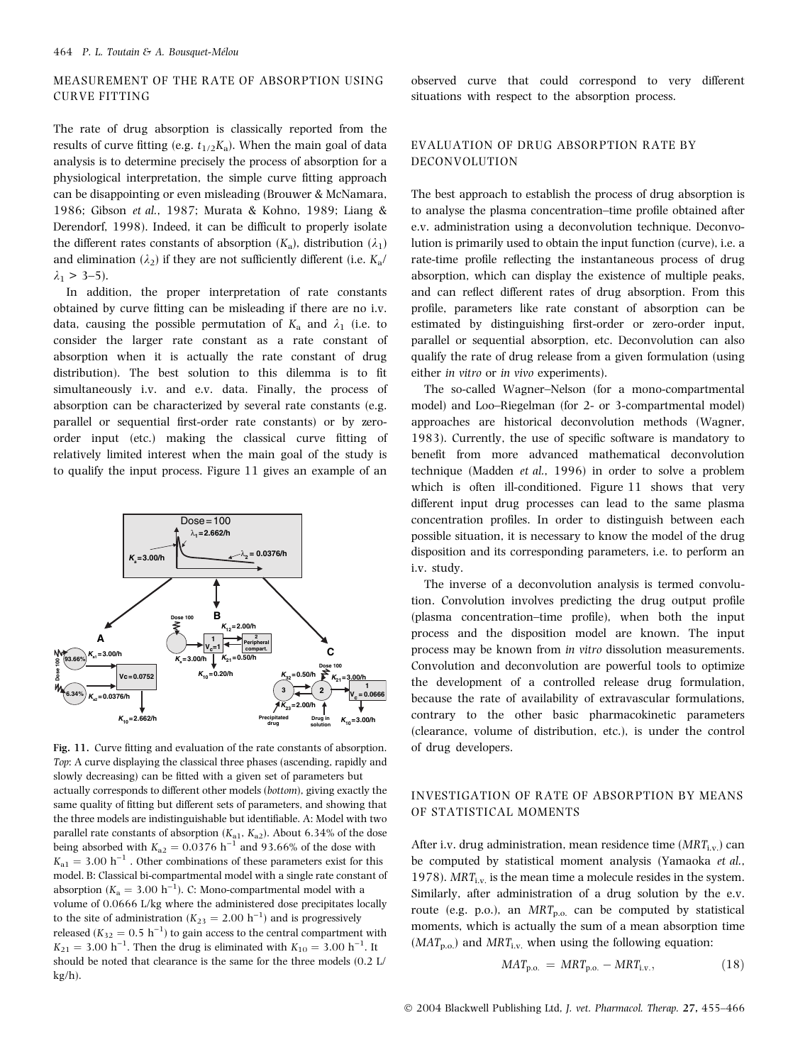## MEASUREMENT OF THE RATE OF ABSORPTION USING CURVE FITTING

The rate of drug absorption is classically reported from the results of curve fitting (e.g. $t_{1/2}K_a$). When the main goal of data analysis is to determine precisely the process of absorption for a physiological interpretation, the simple curve fitting approach can be disappointing or even misleading (Brouwer & McNamara, 1986; Gibson *et al.*, 1987; Murata & Kohno, 1989; Liang & Derendorf, 1998). Indeed, it can be difficult to properly isolate the different rates constants of absorption ($K_a$), distribution ($\lambda_1$) and elimination ($\lambda_2$) if they are not sufficiently different (i.e. $K_a/\lambda_1 > 3$–5).

In addition, the proper interpretation of rate constants obtained by curve fitting can be misleading if there are no i.v. data, causing the possible permutation of $K_a$ and $\lambda_1$ (i.e. to consider the larger rate constant as a rate constant of absorption when it is actually the rate constant of drug distribution). The best solution to this dilemma is to fit simultaneously i.v. and e.v. data. Finally, the process of absorption can be characterized by several rate constants (e.g. parallel or sequential first-order rate constants) or by zero-order input (etc.) making the classical curve fitting of relatively limited interest when the main goal of the study is to qualify the input process. Figure 11 gives an example of an observed curve that could correspond to very different situations with respect to the absorption process.

**Fig. 11.** Curve fitting and evaluation of the rate constants of absorption. *Top*: A curve displaying the classical three phases (ascending, rapidly and slowly decreasing) can be fitted with a given set of parameters but actually corresponds to different other models (*bottom*), giving exactly the same quality of fitting but different sets of parameters, and showing that the three models are indistinguishable but identifiable. A: Model with two parallel rate constants of absorption ($K_{a1}$, $K_{a2}$). About 6.34% of the dose being absorbed with $K_{a2} = 0.0376\ \text{h}^{-1}$ and 93.66% of the dose with $K_{a1} = 3.00\ \text{h}^{-1}$. Other combinations of these parameters exist for this model. B: Classical bi-compartmental model with a single rate constant of absorption ($K_a = 3.00\ \text{h}^{-1}$). C: Mono-compartmental model with a volume of 0.0666 L/kg where the administered dose precipitates locally to the site of administration ($K_{23} = 2.00\ \text{h}^{-1}$) and is progressively released ($K_{32} = 0.5\ \text{h}^{-1}$) to gain access to the central compartment with $K_{21} = 3.00\ \text{h}^{-1}$. Then the drug is eliminated with $K_{10} = 3.00\ \text{h}^{-1}$. It should be noted that clearance is the same for the three models (0.2 L/kg/h).

## EVALUATION OF DRUG ABSORPTION RATE BY DECONVOLUTION

The best approach to establish the process of drug absorption is to analyse the plasma concentration–time profile obtained after e.v. administration using a deconvolution technique. Deconvolution is primarily used to obtain the input function (curve), i.e. a rate-time profile reflecting the instantaneous process of drug absorption, which can display the existence of multiple peaks, and can reflect different rates of drug absorption. From this profile, parameters like rate constant of absorption can be estimated by distinguishing first-order or zero-order input, parallel or sequential absorption, etc. Deconvolution can also qualify the rate of drug release from a given formulation (using either *in vitro* or *in vivo* experiments).

The so-called Wagner–Nelson (for a mono-compartmental model) and Loo–Riegelman (for 2- or 3-compartmental model) approaches are historical deconvolution methods (Wagner, 1983). Currently, the use of specific software is mandatory to benefit from more advanced mathematical deconvolution technique (Madden *et al.*, 1996) in order to solve a problem which is often ill-conditioned. Figure 11 shows that very different input drug processes can lead to the same plasma concentration profiles. In order to distinguish between each possible situation, it is necessary to know the model of the drug disposition and its corresponding parameters, i.e. to perform an i.v. study.

The inverse of a deconvolution analysis is termed convolution. Convolution involves predicting the drug output profile (plasma concentration–time profile), when both the input process and the disposition model are known. The input process may be known from *in vitro* dissolution measurements. Convolution and deconvolution are powerful tools to optimize the development of a controlled release drug formulation, because the rate of availability of extravascular formulations, contrary to the other basic pharmacokinetic parameters (clearance, volume of distribution, etc.), is under the control of drug developers.

## INVESTIGATION OF RATE OF ABSORPTION BY MEANS OF STATISTICAL MOMENTS

After i.v. drug administration, mean residence time ($MRT_{\text{i.v.}}$) can be computed by statistical moment analysis (Yamaoka *et al.*, 1978). $MRT_{\text{i.v.}}$ is the mean time a molecule resides in the system. Similarly, after administration of a drug solution by the e.v. route (e.g. p.o.), an $MRT_{\text{p.o.}}$ can be computed by statistical moments, which is actually the sum of a mean absorption time ($MAT_{\text{p.o.}}$) and $MRT_{\text{i.v.}}$ when using the following equation:

$$MAT_{\text{p.o.}} = MRT_{\text{p.o.}} - MRT_{\text{i.v.}}, \tag{18}$$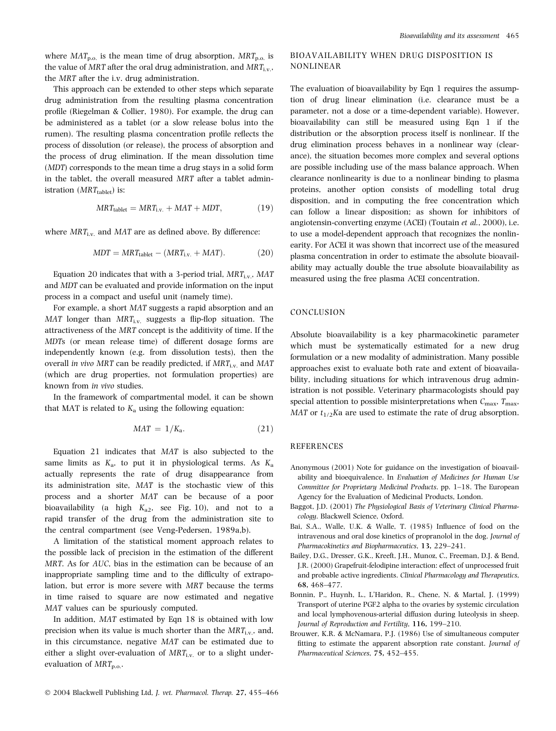where $MAT_{p.o.}$ is the mean time of drug absorption, $MRT_{p.o.}$ is the value of *MRT* after the oral drug administration, and $MRT_{i.v.}$, the *MRT* after the i.v. drug administration.

This approach can be extended to other steps which separate drug administration from the resulting plasma concentration profile (Riegelman & Collier, 1980). For example, the drug can be administered as a tablet (or a slow release bolus into the rumen). The resulting plasma concentration profile reflects the process of dissolution (or release), the process of absorption and the process of drug elimination. If the mean dissolution time (*MDT*) corresponds to the mean time a drug stays in a solid form in the tablet, the overall measured *MRT* after a tablet administration ($MRT_{tablet}$) is:

$$MRT_{tablet} = MRT_{i.v.} + MAT + MDT, \qquad (19)$$

where $MRT_{i.v.}$ and *MAT* are as defined above. By difference:

$$MDT = MRT_{tablet} - (MRT_{i.v.} + MAT). \qquad (20)$$

Equation 20 indicates that with a 3-period trial, $MRT_{i.v.}$, *MAT* and *MDT* can be evaluated and provide information on the input process in a compact and useful unit (namely time).

For example, a short *MAT* suggests a rapid absorption and an *MAT* longer than $MRT_{i.v.}$ suggests a flip-flop situation. The attractiveness of the *MRT* concept is the additivity of time. If the *MDT*s (or mean release time) of different dosage forms are independently known (e.g. from dissolution tests), then the overall *in vivo MRT* can be readily predicted, if $MRT_{i.v.}$ and *MAT* (which are drug properties, not formulation properties) are known from *in vivo* studies.

In the framework of compartmental model, it can be shown that MAT is related to $K_a$ using the following equation:

$$MAT = 1/K_a. \qquad (21)$$

Equation 21 indicates that *MAT* is also subjected to the same limits as $K_a$, to put it in physiological terms. As $K_a$ actually represents the rate of drug disappearance from its administration site, *MAT* is the stochastic view of this process and a shorter *MAT* can be because of a poor bioavailability (a high $K_{a2}$, see Fig. 10), and not to a rapid transfer of the drug from the administration site to the central compartment (see Veng-Pedersen, 1989a,b).

A limitation of the statistical moment approach relates to the possible lack of precision in the estimation of the different *MRT*. As for *AUC*, bias in the estimation can be because of an inappropriate sampling time and to the difficulty of extrapolation, but error is more severe with *MRT* because the terms in time raised to square are now estimated and negative *MAT* values can be spuriously computed.

In addition, *MAT* estimated by Eqn 18 is obtained with low precision when its value is much shorter than the $MRT_{i.v.}$, and, in this circumstance, negative *MAT* can be estimated due to either a slight over-evaluation of $MRT_{i.v.}$ or to a slight under-evaluation of $MRT_{p.o.}$.

## BIOAVAILABILITY WHEN DRUG DISPOSITION IS NONLINEAR

The evaluation of bioavailability by Eqn 1 requires the assumption of drug linear elimination (i.e. clearance must be a parameter, not a dose or a time-dependent variable). However, bioavailability can still be measured using Eqn 1 if the distribution or the absorption process itself is nonlinear. If the drug elimination process behaves in a nonlinear way (clearance), the situation becomes more complex and several options are possible including use of the mass balance approach. When clearance nonlinearity is due to a nonlinear binding to plasma proteins, another option consists of modelling total drug disposition, and in computing the free concentration which can follow a linear disposition; as shown for inhibitors of angiotensin-converting enzyme (ACEI) (Toutain *et al.*, 2000), i.e. to use a model-dependent approach that recognizes the nonlinearity. For ACEI it was shown that incorrect use of the measured plasma concentration in order to estimate the absolute bioavailability may actually double the true absolute bioavailability as measured using the free plasma ACEI concentration.

## CONCLUSION

Absolute bioavailability is a key pharmacokinetic parameter which must be systematically estimated for a new drug formulation or a new modality of administration. Many possible approaches exist to evaluate both rate and extent of bioavailability, including situations for which intravenous drug administration is not possible. Veterinary pharmacologists should pay special attention to possible misinterpretations when $C_{max}$, $T_{max}$, *MAT* or $t_{1/2}$Ka are used to estimate the rate of drug absorption.

## REFERENCES

Anonymous (2001) Note for guidance on the investigation of bioavailability and bioequivalence. In *Evaluation of Medicines for Human Use Committee for Proprietary Medicinal Products*. pp. 1–18. The European Agency for the Evaluation of Medicinal Products, London.

Baggot, J.D. (2001) *The Physiological Basis of Veterinary Clinical Pharmacology*. Blackwell Science, Oxford.

Bai, S.A., Walle, U.K. & Walle, T. (1985) Influence of food on the intravenous and oral dose kinetics of propranolol in the dog. *Journal of Pharmacokinetics and Biopharmaceutics*, **13**, 229–241.

Bailey, D.G., Dresser, G.K., Kreeft, J.H., Munoz, C., Freeman, D.J. & Bend, J.R. (2000) Grapefruit-felodipine interaction: effect of unprocessed fruit and probable active ingredients. *Clinical Pharmacology and Therapeutics*, **68**, 468–477.

Bonnin, P., Huynh, L., L'Haridon, R., Chene, N. & Martal, J. (1999) Transport of uterine PGF2 alpha to the ovaries by systemic circulation and local lymphovenous-arterial diffusion during luteolysis in sheep. *Journal of Reproduction and Fertility*, **116**, 199–210.

Brouwer, K.R. & McNamara, P.J. (1986) Use of simultaneous computer fitting to estimate the apparent absorption rate constant. *Journal of Pharmaceutical Sciences*, **75**, 452–455.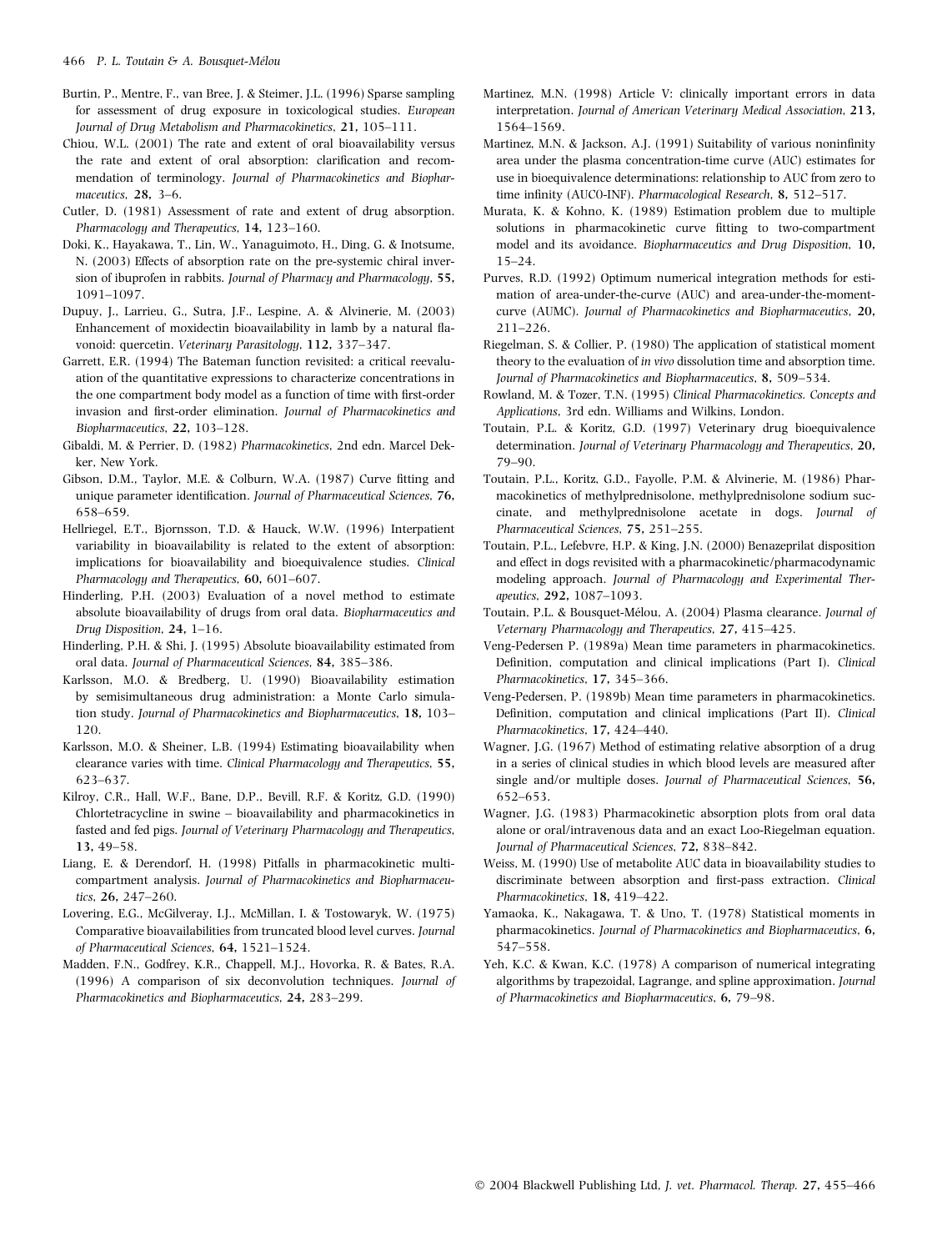Burtin, P., Mentre, F., van Bree, J. & Steimer, J.L. (1996) Sparse sampling for assessment of drug exposure in toxicological studies. *European Journal of Drug Metabolism and Pharmacokinetics*, **21**, 105–111.

Chiou, W.L. (2001) The rate and extent of oral bioavailability versus the rate and extent of oral absorption: clarification and recommendation of terminology. *Journal of Pharmacokinetics and Biopharmaceutics*, **28**, 3–6.

Cutler, D. (1981) Assessment of rate and extent of drug absorption. *Pharmacology and Therapeutics*, **14**, 123–160.

Doki, K., Hayakawa, T., Lin, W., Yanaguimoto, H., Ding, G. & Inotsume, N. (2003) Effects of absorption rate on the pre-systemic chiral inversion of ibuprofen in rabbits. *Journal of Pharmacy and Pharmacology*, **55**, 1091–1097.

Dupuy, J., Larrieu, G., Sutra, J.F., Lespine, A. & Alvinerie, M. (2003) Enhancement of moxidectin bioavailability in lamb by a natural flavonoid: quercetin. *Veterinary Parasitology*, **112**, 337–347.

Garrett, E.R. (1994) The Bateman function revisited: a critical reevaluation of the quantitative expressions to characterize concentrations in the one compartment body model as a function of time with first-order invasion and first-order elimination. *Journal of Pharmacokinetics and Biopharmaceutics*, **22**, 103–128.

Gibaldi, M. & Perrier, D. (1982) *Pharmacokinetics*, 2nd edn. Marcel Dekker, New York.

Gibson, D.M., Taylor, M.E. & Colburn, W.A. (1987) Curve fitting and unique parameter identification. *Journal of Pharmaceutical Sciences*, **76**, 658–659.

Hellriegel, E.T., Bjornsson, T.D. & Hauck, W.W. (1996) Interpatient variability in bioavailability is related to the extent of absorption: implications for bioavailability and bioequivalence studies. *Clinical Pharmacology and Therapeutics*, **60**, 601–607.

Hinderling, P.H. (2003) Evaluation of a novel method to estimate absolute bioavailability of drugs from oral data. *Biopharmaceutics and Drug Disposition*, **24**, 1–16.

Hinderling, P.H. & Shi, J. (1995) Absolute bioavailability estimated from oral data. *Journal of Pharmaceutical Sciences*, **84**, 385–386.

Karlsson, M.O. & Bredberg, U. (1990) Bioavailability estimation by semisimultaneous drug administration: a Monte Carlo simulation study. *Journal of Pharmacokinetics and Biopharmaceutics*, **18**, 103–120.

Karlsson, M.O. & Sheiner, L.B. (1994) Estimating bioavailability when clearance varies with time. *Clinical Pharmacology and Therapeutics*, **55**, 623–637.

Kilroy, C.R., Hall, W.F., Bane, D.P., Bevill, R.F. & Koritz, G.D. (1990) Chlortetracycline in swine – bioavailability and pharmacokinetics in fasted and fed pigs. *Journal of Veterinary Pharmacology and Therapeutics*, **13**, 49–58.

Liang, E. & Derendorf, H. (1998) Pitfalls in pharmacokinetic multicompartment analysis. *Journal of Pharmacokinetics and Biopharmaceutics*, **26**, 247–260.

Lovering, E.G., McGilveray, I.J., McMillan, I. & Tostowaryk, W. (1975) Comparative bioavailabilities from truncated blood level curves. *Journal of Pharmaceutical Sciences*, **64**, 1521–1524.

Madden, F.N., Godfrey, K.R., Chappell, M.J., Hovorka, R. & Bates, R.A. (1996) A comparison of six deconvolution techniques. *Journal of Pharmacokinetics and Biopharmaceutics*, **24**, 283–299.

Martinez, M.N. (1998) Article V: clinically important errors in data interpretation. *Journal of American Veterinary Medical Association*, **213**, 1564–1569.

Martinez, M.N. & Jackson, A.J. (1991) Suitability of various noninfinity area under the plasma concentration-time curve (AUC) estimates for use in bioequivalence determinations: relationship to AUC from zero to time infinity (AUC0-INF). *Pharmacological Research*, **8**, 512–517.

Murata, K. & Kohno, K. (1989) Estimation problem due to multiple solutions in pharmacokinetic curve fitting to two-compartment model and its avoidance. *Biopharmaceutics and Drug Disposition*, **10**, 15–24.

Purves, R.D. (1992) Optimum numerical integration methods for estimation of area-under-the-curve (AUC) and area-under-the-moment-curve (AUMC). *Journal of Pharmacokinetics and Biopharmaceutics*, **20**, 211–226.

Riegelman, S. & Collier, P. (1980) The application of statistical moment theory to the evaluation of *in vivo* dissolution time and absorption time. *Journal of Pharmacokinetics and Biopharmaceutics*, **8**, 509–534.

Rowland, M. & Tozer, T.N. (1995) *Clinical Pharmacokinetics. Concepts and Applications*, 3rd edn. Williams and Wilkins, London.

Toutain, P.L. & Koritz, G.D. (1997) Veterinary drug bioequivalence determination. *Journal of Veterinary Pharmacology and Therapeutics*, **20**, 79–90.

Toutain, P.L., Koritz, G.D., Fayolle, P.M. & Alvinerie, M. (1986) Pharmacokinetics of methylprednisolone, methylprednisolone sodium succinate, and methylprednisolone acetate in dogs. *Journal of Pharmaceutical Sciences*, **75**, 251–255.

Toutain, P.L., Lefebvre, H.P. & King, J.N. (2000) Benazeprilat disposition and effect in dogs revisited with a pharmacokinetic/pharmacodynamic modeling approach. *Journal of Pharmacology and Experimental Therapeutics*, **292**, 1087–1093.

Toutain, P.L. & Bousquet-Mélou, A. (2004) Plasma clearance. *Journal of Veternary Pharmacology and Therapeutics*, **27**, 415–425.

Veng-Pedersen P. (1989a) Mean time parameters in pharmacokinetics. Definition, computation and clinical implications (Part I). *Clinical Pharmacokinetics*, **17**, 345–366.

Veng-Pedersen, P. (1989b) Mean time parameters in pharmacokinetics. Definition, computation and clinical implications (Part II). *Clinical Pharmacokinetics*, **17**, 424–440.

Wagner, J.G. (1967) Method of estimating relative absorption of a drug in a series of clinical studies in which blood levels are measured after single and/or multiple doses. *Journal of Pharmaceutical Sciences*, **56**, 652–653.

Wagner, J.G. (1983) Pharmacokinetic absorption plots from oral data alone or oral/intravenous data and an exact Loo-Riegelman equation. *Journal of Pharmaceutical Sciences*, **72**, 838–842.

Weiss, M. (1990) Use of metabolite AUC data in bioavailability studies to discriminate between absorption and first-pass extraction. *Clinical Pharmacokinetics*, **18**, 419–422.

Yamaoka, K., Nakagawa, T. & Uno, T. (1978) Statistical moments in pharmacokinetics. *Journal of Pharmacokinetics and Biopharmaceutics*, **6**, 547–558.

Yeh, K.C. & Kwan, K.C. (1978) A comparison of numerical integrating algorithms by trapezoidal, Lagrange, and spline approximation. *Journal of Pharmacokinetics and Biopharmaceutics*, **6**, 79–98.